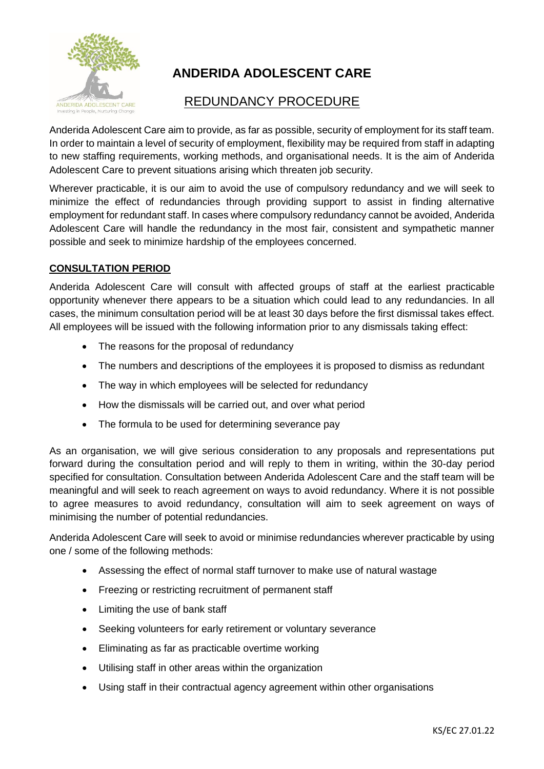# ANDERIDA ADOLESCENT CARE

## REDUNDANCY PROCEDURE

Anderida Adolescent Care aim to provide, as far as possible, security of employment for its staff team. In order to maintain a level of security of employment, flexibility may be required from staff in adapting to new staffing requirements, working methods, and organisational needs. It is the aim of Anderida Adolescent Care to prevent situations arising which threaten job security.

Wherever practicable, it is our aim to avoid the use of compulsory redundancy and we will seek to minimize the effect of redundancies through providing support to assist in finding alternative employment for redundant staff. In cases where compulsory redundancy cannot be avoided, Anderida Adolescent Care will handle the redundancy in the most fair, consistent and sympathetic manner possible and seek to minimize hardship of the employees concerned.

### CONSULTATION PERIOD

Anderida Adolescent Care will consult with affected groups of staff at the earliest practicable opportunity whenever there appears to be a situation which could lead to any redundancies. In all cases, the minimum consultation period will be at least 30 days before the first dismissal takes effect. All employees will be issued with the following information prior to any dismissals taking effect:

- The reasons for the proposal of redundancy
- The numbers and descriptions of the employees it is proposed to dismiss as redundant
- The way in which employees will be selected for redundancy
- How the dismissals will be carried out, and over what period
- The formula to be used for determining severance pay

As an organisation, we will give serious consideration to any proposals and representations put forward during the consultation period and will reply to them in writing, within the 30-day period specified for consultation. Consultation between Anderida Adolescent Care and the staff team will be meaningful and will seek to reach agreement on ways to avoid redundancy. Where it is not possible to agree measures to avoid redundancy, consultation will aim to seek agreement on ways of minimising the number of potential redundancies.

Anderida Adolescent Care will seek to avoid or minimise redundancies wherever practicable by using one / some of the following methods:

- Assessing the effect of normal staff turnover to make use of natural wastage
- Freezing or restricting recruitment of permanent staff
- Limiting the use of bank staff
- Seeking volunteers for early retirement or voluntary severance
- Eliminating as far as practicable overtime working
- Utilising staff in other areas within the organization
- Using staff in their contractual agency agreement within other organisations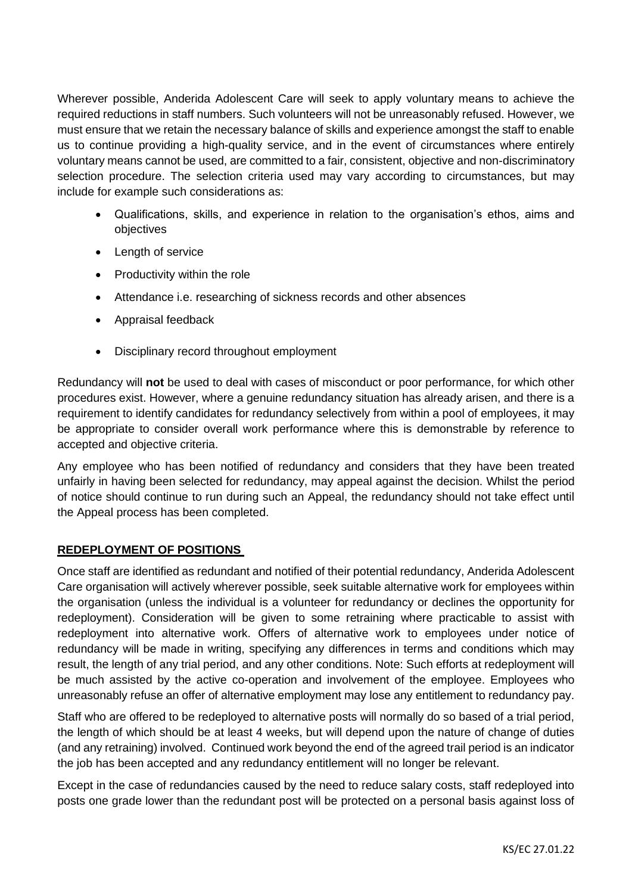Wherever possible, Anderida Adolescent Care will seek to apply voluntary means to achieve the required reductions in staff numbers. Such volunteers will not be unreasonably refused. However, we must ensure that we retain the necessary balance of skills and experience amongst the staff to enable us to continue providing a high-quality service, and in the event of circumstances where entirely voluntary means cannot be used, are committed to a fair, consistent, objective and non-discriminatory selection procedure. The selection criteria used may vary according to circumstances, but may include for example such considerations as:

- Qualifications, skills, and experience in relation to the organisation's ethos, aims and objectives
- Length of service
- Productivity within the role
- Attendance i.e. researching of sickness records and other absences
- Appraisal feedback
- Disciplinary record throughout employment

Redundancy will **not** be used to deal with cases of misconduct or poor performance, for which other procedures exist. However, where a genuine redundancy situation has already arisen, and there is a requirement to identify candidates for redundancy selectively from within a pool of employees, it may be appropriate to consider overall work performance where this is demonstrable by reference to accepted and objective criteria.

Any employee who has been notified of redundancy and considers that they have been treated unfairly in having been selected for redundancy, may appeal against the decision. Whilst the period of notice should continue to run during such an Appeal, the redundancy should not take effect until the Appeal process has been completed.

## **REDEPLOYMENT OF POSITIONS**

Once staff are identified as redundant and notified of their potential redundancy, Anderida Adolescent Care organisation will actively wherever possible, seek suitable alternative work for employees within the organisation (unless the individual is a volunteer for redundancy or declines the opportunity for redeployment). Consideration will be given to some retraining where practicable to assist with redeployment into alternative work. Offers of alternative work to employees under notice of redundancy will be made in writing, specifying any differences in terms and conditions which may result, the length of any trial period, and any other conditions. Note: Such efforts at redeployment will be much assisted by the active co-operation and involvement of the employee. Employees who unreasonably refuse an offer of alternative employment may lose any entitlement to redundancy pay.

Staff who are offered to be redeployed to alternative posts will normally do so based of a trial period, the length of which should be at least 4 weeks, but will depend upon the nature of change of duties (and any retraining) involved. Continued work beyond the end of the agreed trail period is an indicator the job has been accepted and any redundancy entitlement will no longer be relevant.

Except in the case of redundancies caused by the need to reduce salary costs, staff redeployed into posts one grade lower than the redundant post will be protected on a personal basis against loss of

KS/EC 27.01.22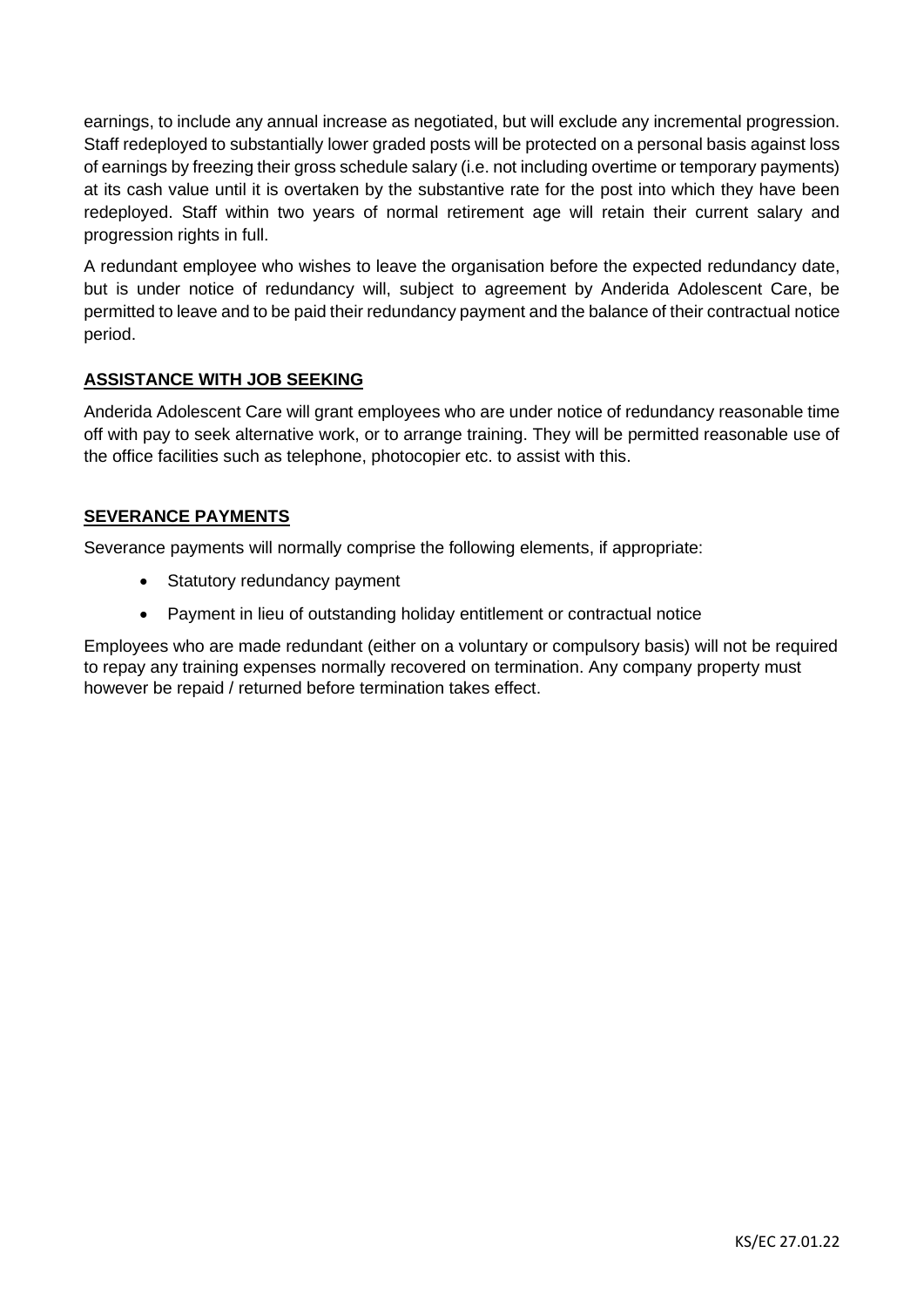earnings, to include any annual increase as negotiated, but will exclude any incremental progression. Staff redeployed to substantially lower graded posts will be protected on a personal basis against loss of earnings by freezing their gross schedule salary (i.e. not including overtime or temporary payments) at its cash value until it is overtaken by the substantive rate for the post into which they have been redeployed. Staff within two years of normal retirement age will retain their current salary and progression rights in full.

A redundant employee who wishes to leave the organisation before the expected redundancy date, but is under notice of redundancy will, subject to agreement by Anderida Adolescent Care, be permitted to leave and to be paid their redundancy payment and the balance of their contractual notice period.

## ASSISTANCE WITH JOB SEEKING

Anderida Adolescent Care will grant employees who are under notice of redundancy reasonable time off with pay to seek alternative work, or to arrange training. They will be permitted reasonable use of the office facilities such as telephone, photocopier etc. to assist with this.

## SEVERANCE PAYMENTS

Severance payments will normally comprise the following elements, if appropriate:

- Statutory redundancy payment
- Payment in lieu of outstanding holiday entitlement or contractual notice

Employees who are made redundant (either on a voluntary or compulsory basis) will not be required to repay any training expenses normally recovered on termination. Any company property must however be repaid / returned before termination takes effect.

KS/EC 27.01.22